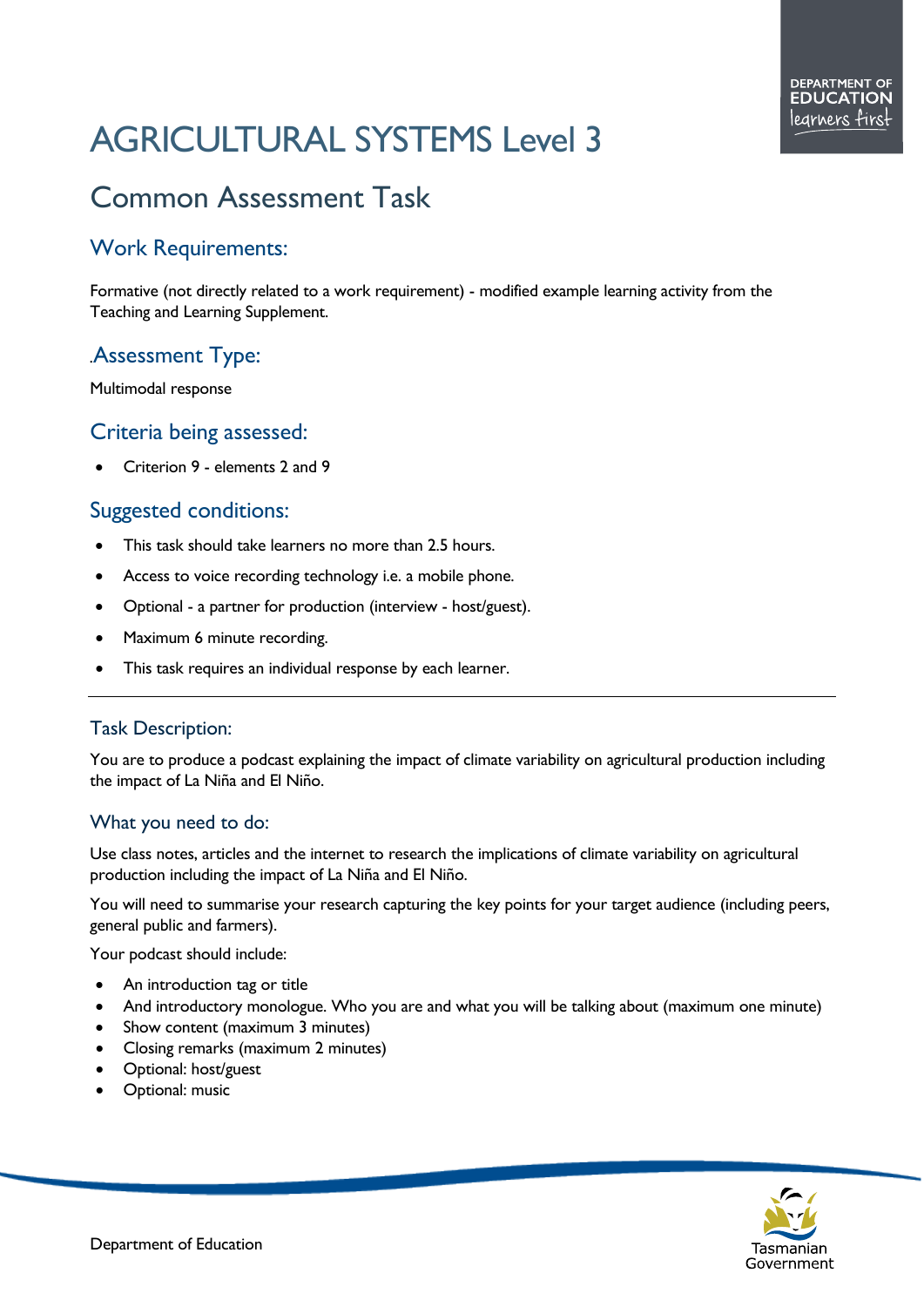# AGRICULTURAL SYSTEMS Level 3

## Common Assessment Task

### Work Requirements:

Formative (not directly related to a work requirement) - modified example learning activity from the Teaching and Learning Supplement.

### .Assessment Type:

Multimodal response

### Criteria being assessed:

- Criterion 9 - elements 2 and 9

### Suggested conditions:

- This task should take learners no more than 2.5 hours.
- Access to voice recording technology i.e. a mobile phone.
- Optional - a partner for production (interview - host/guest).
- Maximum 6 minute recording.
- This task requires an individual response by each learner.

---

### Task Description:

You are to produce a podcast explaining the impact of climate variability on agricultural production including the impact of La Niña and El Niño.

### What you need to do:

Use class notes, articles and the internet to research the implications of climate variability on agricultural production including the impact of La Niña and El Niño.

You will need to summarise your research capturing the key points for your target audience (including peers, general public and farmers).

Your podcast should include:

- An introduction tag or title
- And introductory monologue. Who you are and what you will be talking about (maximum one minute)
- Show content (maximum 3 minutes)
- Closing remarks (maximum 2 minutes)
- Optional: host/guest
- Optional: music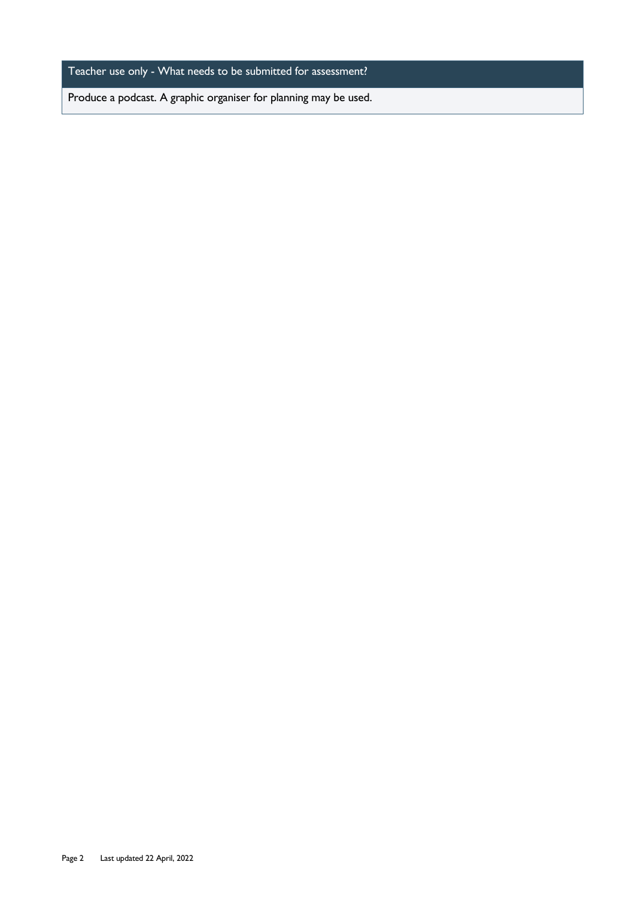| Teacher use only - What needs to be submitted for assessment? |
| --- |
| Produce a podcast. A graphic organiser for planning may be used. |